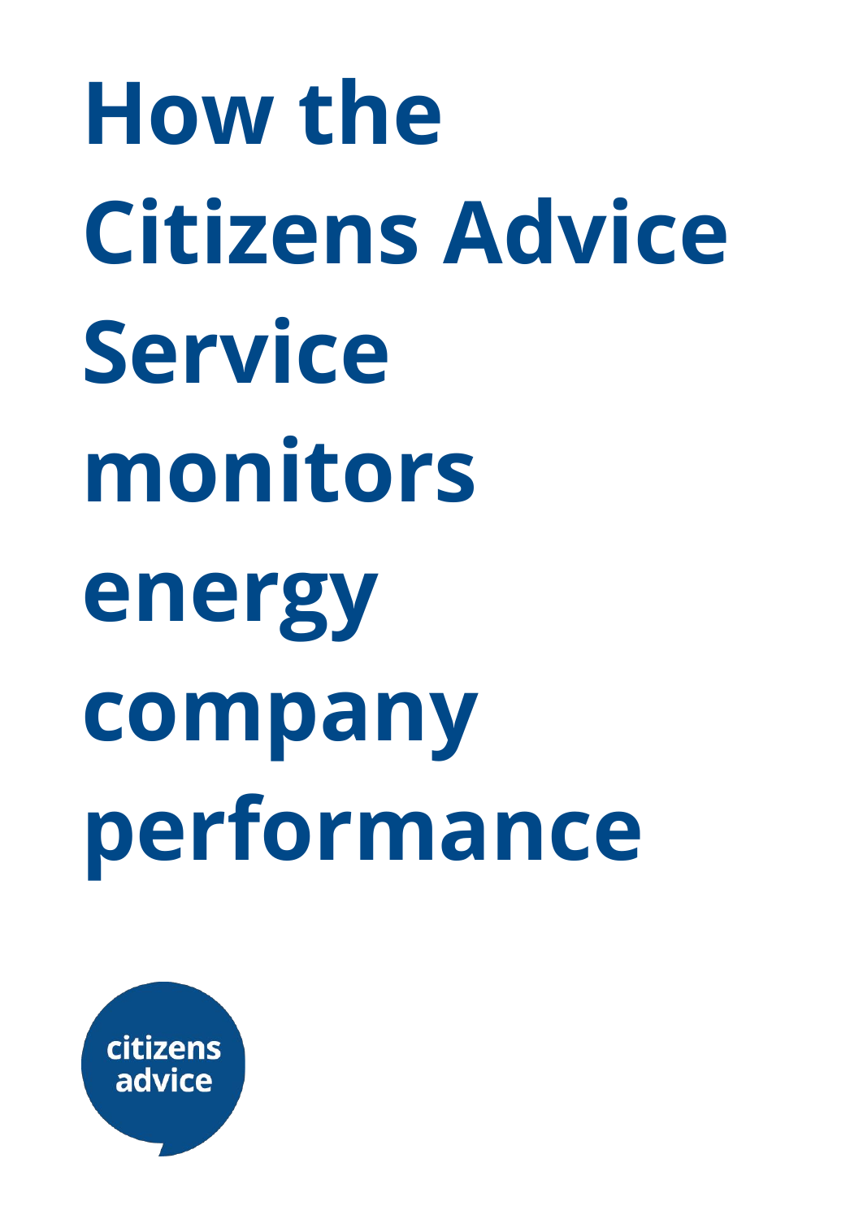# How the Citizens Advice Service monitors energy company performance

citizens advice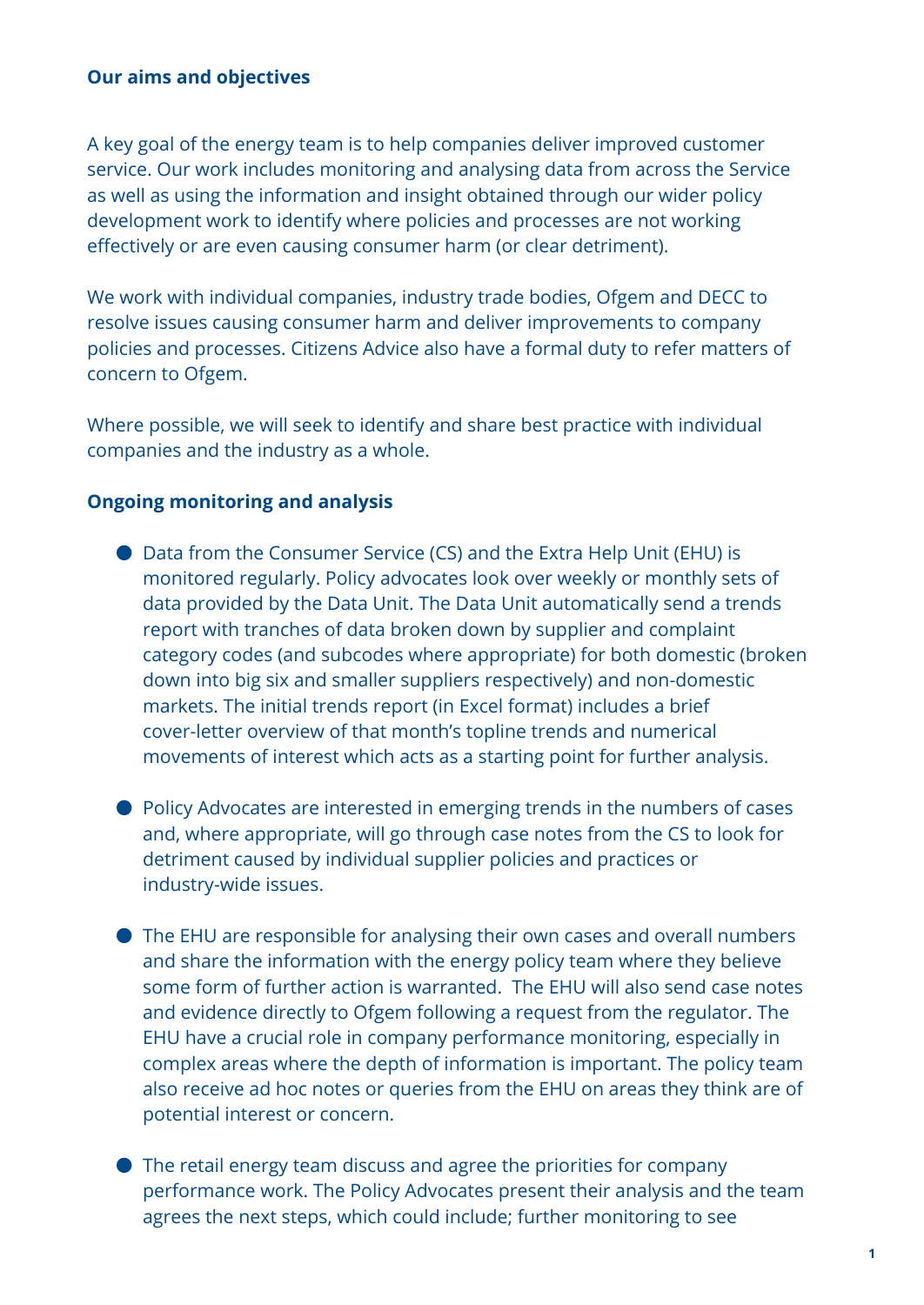## Our aims and objectives

A key goal of the energy team is to help companies deliver improved customer service. Our work includes monitoring and analysing data from across the Service as well as using the information and insight obtained through our wider policy development work to identify where policies and processes are not working effectively or are even causing consumer harm (or clear detriment).

We work with individual companies, industry trade bodies, Ofgem and DECC to resolve issues causing consumer harm and deliver improvements to company policies and processes. Citizens Advice also have a formal duty to refer matters of concern to Ofgem.

Where possible, we will seek to identify and share best practice with individual companies and the industry as a whole.

## Ongoing monitoring and analysis

- Data from the Consumer Service (CS) and the Extra Help Unit (EHU) is monitored regularly. Policy advocates look over weekly or monthly sets of data provided by the Data Unit. The Data Unit automatically send a trends report with tranches of data broken down by supplier and complaint category codes (and subcodes where appropriate) for both domestic (broken down into big six and smaller suppliers respectively) and non-domestic markets. The initial trends report (in Excel format) includes a brief cover-letter overview of that month's topline trends and numerical movements of interest which acts as a starting point for further analysis.

- Policy Advocates are interested in emerging trends in the numbers of cases and, where appropriate, will go through case notes from the CS to look for detriment caused by individual supplier policies and practices or industry-wide issues.

- The EHU are responsible for analysing their own cases and overall numbers and share the information with the energy policy team where they believe some form of further action is warranted. The EHU will also send case notes and evidence directly to Ofgem following a request from the regulator. The EHU have a crucial role in company performance monitoring, especially in complex areas where the depth of information is important. The policy team also receive ad hoc notes or queries from the EHU on areas they think are of potential interest or concern.

- The retail energy team discuss and agree the priorities for company performance work. The Policy Advocates present their analysis and the team agrees the next steps, which could include; further monitoring to see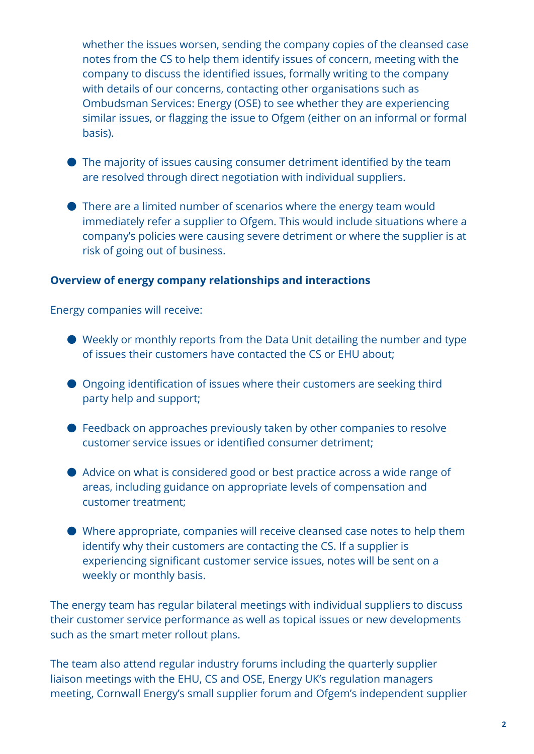whether the issues worsen, sending the company copies of the cleansed case notes from the CS to help them identify issues of concern, meeting with the company to discuss the identified issues, formally writing to the company with details of our concerns, contacting other organisations such as Ombudsman Services: Energy (OSE) to see whether they are experiencing similar issues, or flagging the issue to Ofgem (either on an informal or formal basis).

- The majority of issues causing consumer detriment identified by the team are resolved through direct negotiation with individual suppliers.
- There are a limited number of scenarios where the energy team would immediately refer a supplier to Ofgem. This would include situations where a company's policies were causing severe detriment or where the supplier is at risk of going out of business.

**Overview of energy company relationships and interactions**

Energy companies will receive:

- Weekly or monthly reports from the Data Unit detailing the number and type of issues their customers have contacted the CS or EHU about;
- Ongoing identification of issues where their customers are seeking third party help and support;
- Feedback on approaches previously taken by other companies to resolve customer service issues or identified consumer detriment;
- Advice on what is considered good or best practice across a wide range of areas, including guidance on appropriate levels of compensation and customer treatment;
- Where appropriate, companies will receive cleansed case notes to help them identify why their customers are contacting the CS. If a supplier is experiencing significant customer service issues, notes will be sent on a weekly or monthly basis.

The energy team has regular bilateral meetings with individual suppliers to discuss their customer service performance as well as topical issues or new developments such as the smart meter rollout plans.

The team also attend regular industry forums including the quarterly supplier liaison meetings with the EHU, CS and OSE, Energy UK's regulation managers meeting, Cornwall Energy's small supplier forum and Ofgem's independent supplier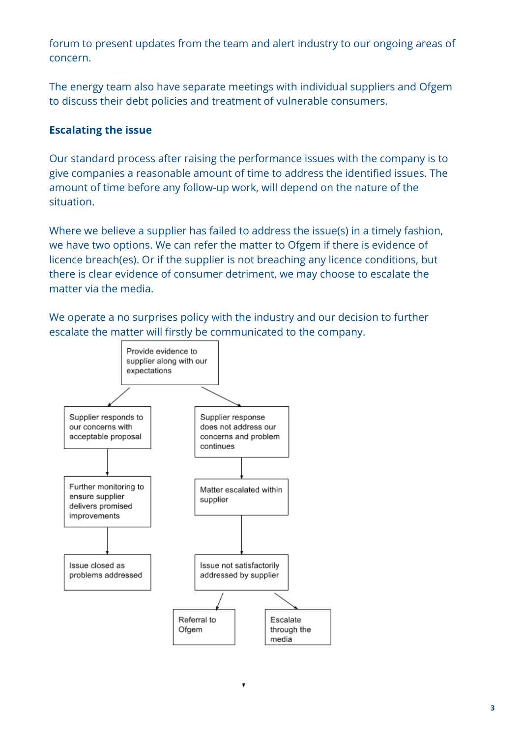forum to present updates from the team and alert industry to our ongoing areas of concern.

The energy team also have separate meetings with individual suppliers and Ofgem to discuss their debt policies and treatment of vulnerable consumers.

### Escalating the issue

Our standard process after raising the performance issues with the company is to give companies a reasonable amount of time to address the identified issues. The amount of time before any follow-up work, will depend on the nature of the situation.

Where we believe a supplier has failed to address the issue(s) in a timely fashion, we have two options. We can refer the matter to Ofgem if there is evidence of licence breach(es). Or if the supplier is not breaching any licence conditions, but there is clear evidence of consumer detriment, we may choose to escalate the matter via the media.

We operate a no surprises policy with the industry and our decision to further escalate the matter will firstly be communicated to the company.

- Provide evidence to supplier along with our expectations
  - Supplier responds to our concerns with acceptable proposal
    - Further monitoring to ensure supplier delivers promised improvements
      - Issue closed as problems addressed
  - Supplier response does not address our concerns and problem continues
    - Matter escalated within supplier
      - Issue not satisfactorily addressed by supplier
        - Referral to Ofgem
        - Escalate through the media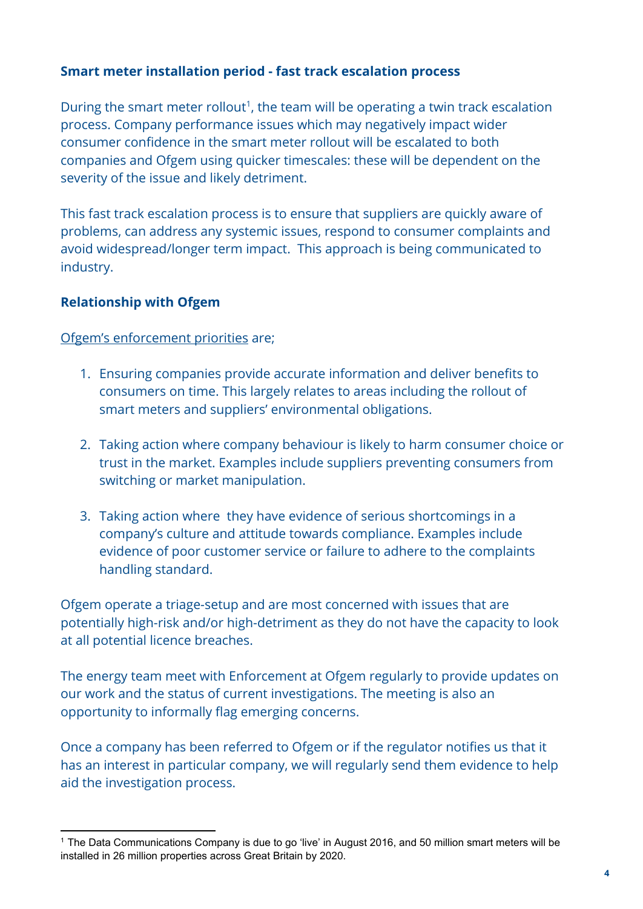**Smart meter installation period - fast track escalation process**

During the smart meter rollout[1], the team will be operating a twin track escalation process. Company performance issues which may negatively impact wider consumer confidence in the smart meter rollout will be escalated to both companies and Ofgem using quicker timescales: these will be dependent on the severity of the issue and likely detriment.

This fast track escalation process is to ensure that suppliers are quickly aware of problems, can address any systemic issues, respond to consumer complaints and avoid widespread/longer term impact.  This approach is being communicated to industry.

**Relationship with Ofgem**

Ofgem's enforcement priorities are;

1. Ensuring companies provide accurate information and deliver benefits to consumers on time. This largely relates to areas including the rollout of smart meters and suppliers' environmental obligations.

2. Taking action where company behaviour is likely to harm consumer choice or trust in the market. Examples include suppliers preventing consumers from switching or market manipulation.

3. Taking action where  they have evidence of serious shortcomings in a company's culture and attitude towards compliance. Examples include evidence of poor customer service or failure to adhere to the complaints handling standard.

Ofgem operate a triage-setup and are most concerned with issues that are potentially high-risk and/or high-detriment as they do not have the capacity to look at all potential licence breaches.

The energy team meet with Enforcement at Ofgem regularly to provide updates on our work and the status of current investigations. The meeting is also an opportunity to informally flag emerging concerns.

Once a company has been referred to Ofgem or if the regulator notifies us that it has an interest in particular company, we will regularly send them evidence to help aid the investigation process.

[1] The Data Communications Company is due to go 'live' in August 2016, and 50 million smart meters will be installed in 26 million properties across Great Britain by 2020.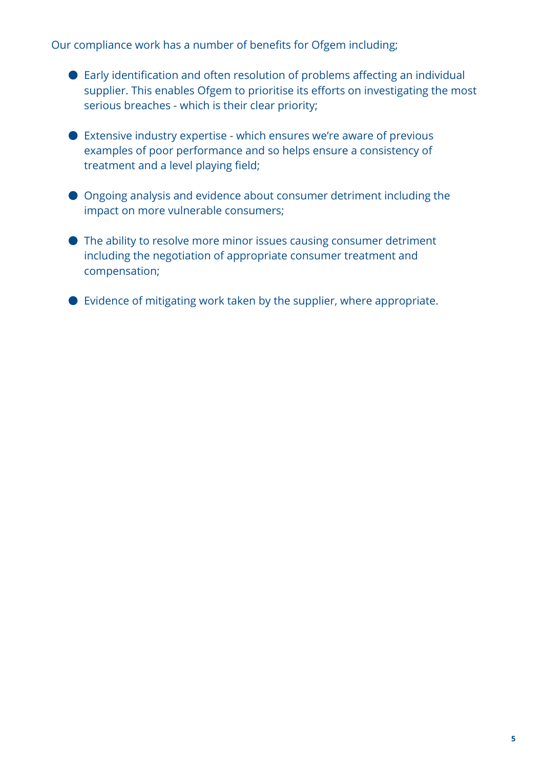Our compliance work has a number of benefits for Ofgem including;

- Early identification and often resolution of problems affecting an individual supplier. This enables Ofgem to prioritise its efforts on investigating the most serious breaches - which is their clear priority;
- Extensive industry expertise - which ensures we're aware of previous examples of poor performance and so helps ensure a consistency of treatment and a level playing field;
- Ongoing analysis and evidence about consumer detriment including the impact on more vulnerable consumers;
- The ability to resolve more minor issues causing consumer detriment including the negotiation of appropriate consumer treatment and compensation;
- Evidence of mitigating work taken by the supplier, where appropriate.